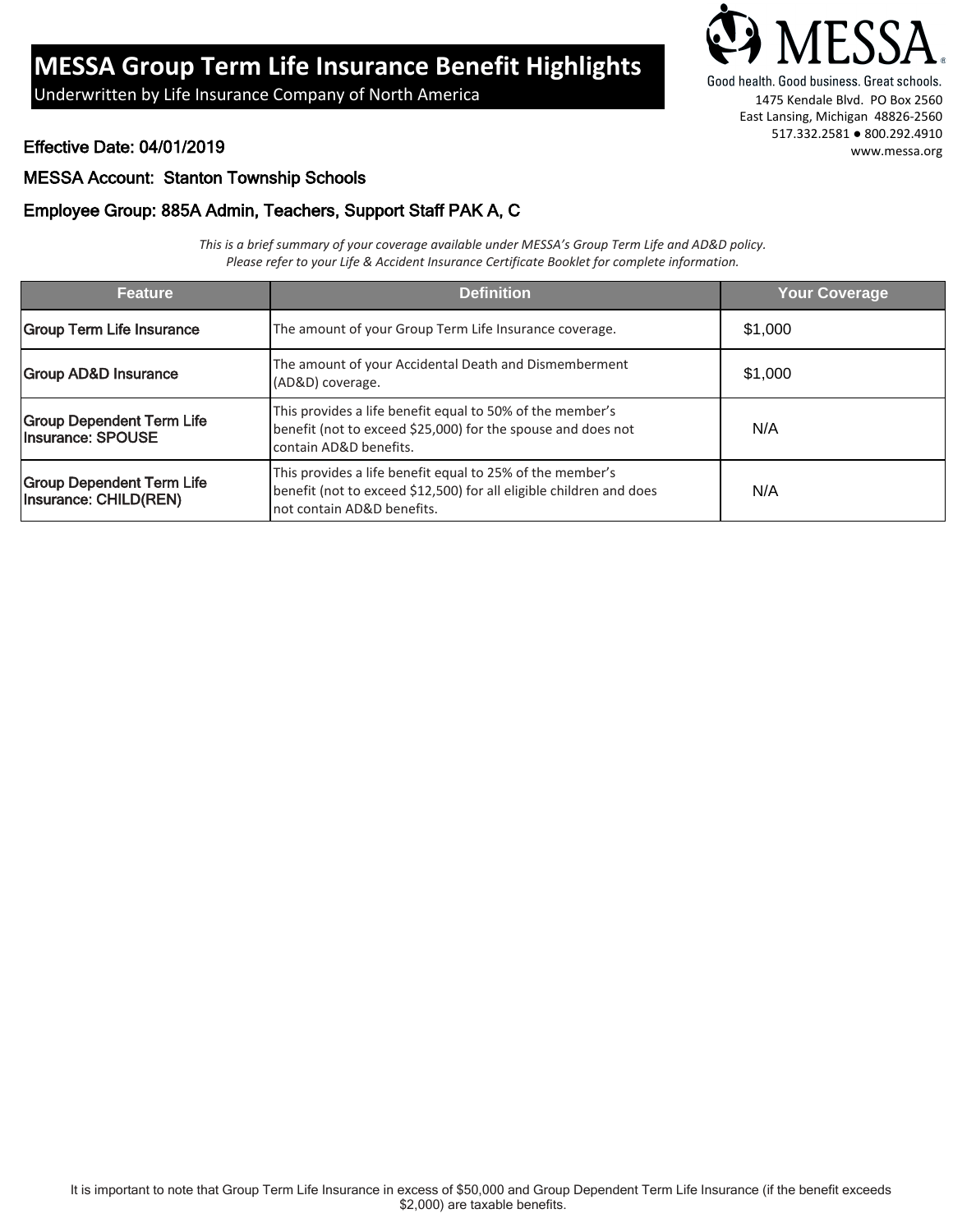# MESSA Group Term Life Insurance Benefit Highlights

Underwritten by Life Insurance Company of North America

MESSA
Good health. Good business. Great schools.
1475 Kendale Blvd. PO Box 2560
East Lansing, Michigan 48826-2560
517.332.2581 ● 800.292.4910
www.messa.org

Effective Date: 04/01/2019

MESSA Account: Stanton Township Schools

Employee Group: 885A Admin, Teachers, Support Staff PAK A, C

*This is a brief summary of your coverage available under MESSA's Group Term Life and AD&D policy. Please refer to your Life & Accident Insurance Certificate Booklet for complete information.*

| Feature | Definition | Your Coverage |
| --- | --- | --- |
| Group Term Life Insurance | The amount of your Group Term Life Insurance coverage. | $1,000 |
| Group AD&D Insurance | The amount of your Accidental Death and Dismemberment (AD&D) coverage. | $1,000 |
| Group Dependent Term Life Insurance: SPOUSE | This provides a life benefit equal to 50% of the member's benefit (not to exceed $25,000) for the spouse and does not contain AD&D benefits. | N/A |
| Group Dependent Term Life Insurance: CHILD(REN) | This provides a life benefit equal to 25% of the member's benefit (not to exceed $12,500) for all eligible children and does not contain AD&D benefits. | N/A |

It is important to note that Group Term Life Insurance in excess of $50,000 and Group Dependent Term Life Insurance (if the benefit exceeds $2,000) are taxable benefits.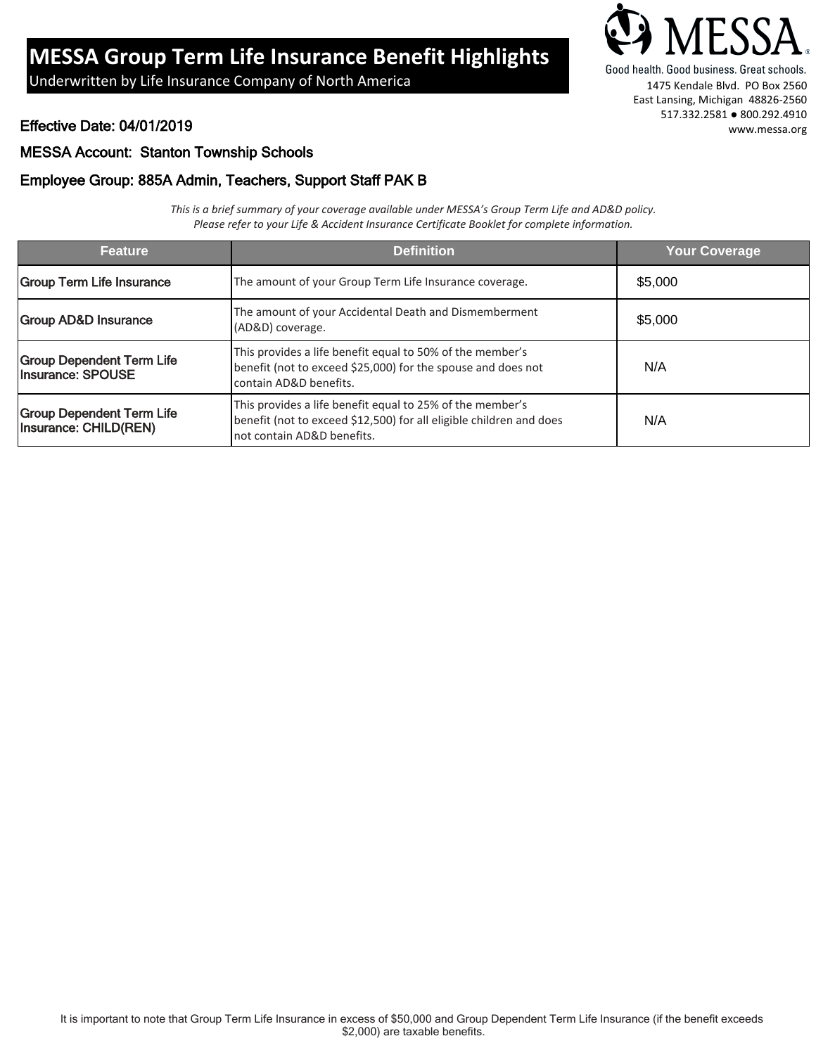# MESSA Group Term Life Insurance Benefit Highlights

Underwritten by Life Insurance Company of North America

MESSA

Good health. Good business. Great schools.

1475 Kendale Blvd. PO Box 2560
East Lansing, Michigan 48826-2560
517.332.2581 ● 800.292.4910
www.messa.org

Effective Date: 04/01/2019

MESSA Account: Stanton Township Schools

Employee Group: 885A Admin, Teachers, Support Staff PAK B

*This is a brief summary of your coverage available under MESSA's Group Term Life and AD&D policy. Please refer to your Life & Accident Insurance Certificate Booklet for complete information.*

| Feature | Definition | Your Coverage |
|---|---|---|
| Group Term Life Insurance | The amount of your Group Term Life Insurance coverage. | $5,000 |
| Group AD&D Insurance | The amount of your Accidental Death and Dismemberment (AD&D) coverage. | $5,000 |
| Group Dependent Term Life Insurance: SPOUSE | This provides a life benefit equal to 50% of the member's benefit (not to exceed $25,000) for the spouse and does not contain AD&D benefits. | N/A |
| Group Dependent Term Life Insurance: CHILD(REN) | This provides a life benefit equal to 25% of the member's benefit (not to exceed $12,500) for all eligible children and does not contain AD&D benefits. | N/A |

It is important to note that Group Term Life Insurance in excess of $50,000 and Group Dependent Term Life Insurance (if the benefit exceeds $2,000) are taxable benefits.